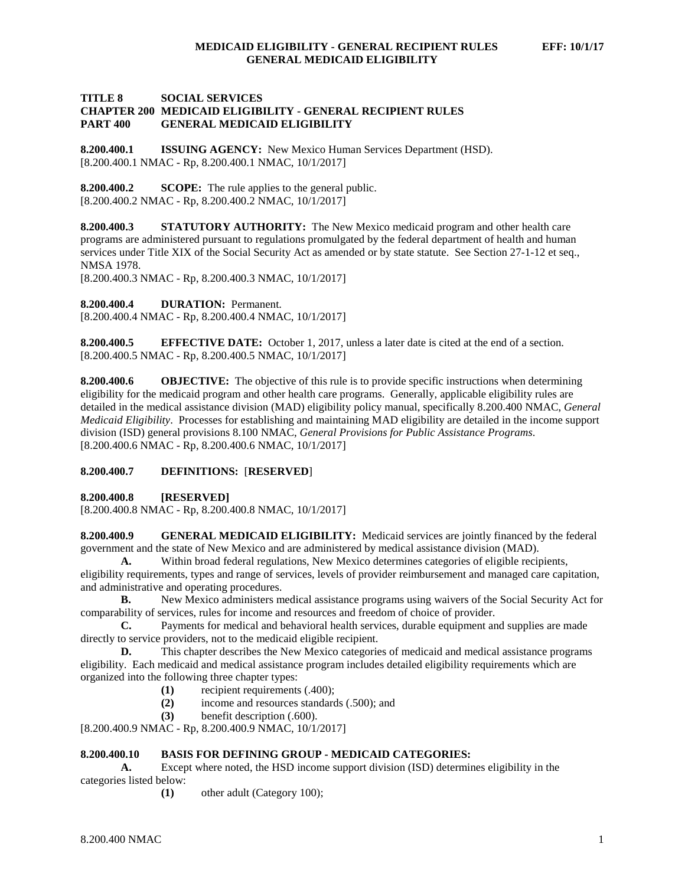# TITLE 8 SOCIAL SERVICES
## CHAPTER 200 MEDICAID ELIGIBILITY - GENERAL RECIPIENT RULES
## PART 400 GENERAL MEDICAID ELIGIBILITY

**8.200.400.1 ISSUING AGENCY:** New Mexico Human Services Department (HSD).
[8.200.400.1 NMAC - Rp, 8.200.400.1 NMAC, 10/1/2017]

**8.200.400.2 SCOPE:** The rule applies to the general public.
[8.200.400.2 NMAC - Rp, 8.200.400.2 NMAC, 10/1/2017]

**8.200.400.3 STATUTORY AUTHORITY:** The New Mexico medicaid program and other health care programs are administered pursuant to regulations promulgated by the federal department of health and human services under Title XIX of the Social Security Act as amended or by state statute. See Section 27-1-12 et seq., NMSA 1978.
[8.200.400.3 NMAC - Rp, 8.200.400.3 NMAC, 10/1/2017]

**8.200.400.4 DURATION:** Permanent.
[8.200.400.4 NMAC - Rp, 8.200.400.4 NMAC, 10/1/2017]

**8.200.400.5 EFFECTIVE DATE:** October 1, 2017, unless a later date is cited at the end of a section.
[8.200.400.5 NMAC - Rp, 8.200.400.5 NMAC, 10/1/2017]

**8.200.400.6 OBJECTIVE:** The objective of this rule is to provide specific instructions when determining eligibility for the medicaid program and other health care programs. Generally, applicable eligibility rules are detailed in the medical assistance division (MAD) eligibility policy manual, specifically 8.200.400 NMAC, *General Medicaid Eligibility*. Processes for establishing and maintaining MAD eligibility are detailed in the income support division (ISD) general provisions 8.100 NMAC, *General Provisions for Public Assistance Programs*.
[8.200.400.6 NMAC - Rp, 8.200.400.6 NMAC, 10/1/2017]

**8.200.400.7 DEFINITIONS:** [**RESERVED**]

**8.200.400.8 [RESERVED]**
[8.200.400.8 NMAC - Rp, 8.200.400.8 NMAC, 10/1/2017]

**8.200.400.9 GENERAL MEDICAID ELIGIBILITY:** Medicaid services are jointly financed by the federal government and the state of New Mexico and are administered by medical assistance division (MAD).

**A.** Within broad federal regulations, New Mexico determines categories of eligible recipients, eligibility requirements, types and range of services, levels of provider reimbursement and managed care capitation, and administrative and operating procedures.

**B.** New Mexico administers medical assistance programs using waivers of the Social Security Act for comparability of services, rules for income and resources and freedom of choice of provider.

**C.** Payments for medical and behavioral health services, durable equipment and supplies are made directly to service providers, not to the medicaid eligible recipient.

**D.** This chapter describes the New Mexico categories of medicaid and medical assistance programs eligibility. Each medicaid and medical assistance program includes detailed eligibility requirements which are organized into the following three chapter types:

**(1)** recipient requirements (.400);
**(2)** income and resources standards (.500); and
**(3)** benefit description (.600).

[8.200.400.9 NMAC - Rp, 8.200.400.9 NMAC, 10/1/2017]

**8.200.400.10 BASIS FOR DEFINING GROUP - MEDICAID CATEGORIES:**

**A.** Except where noted, the HSD income support division (ISD) determines eligibility in the categories listed below:

**(1)** other adult (Category 100);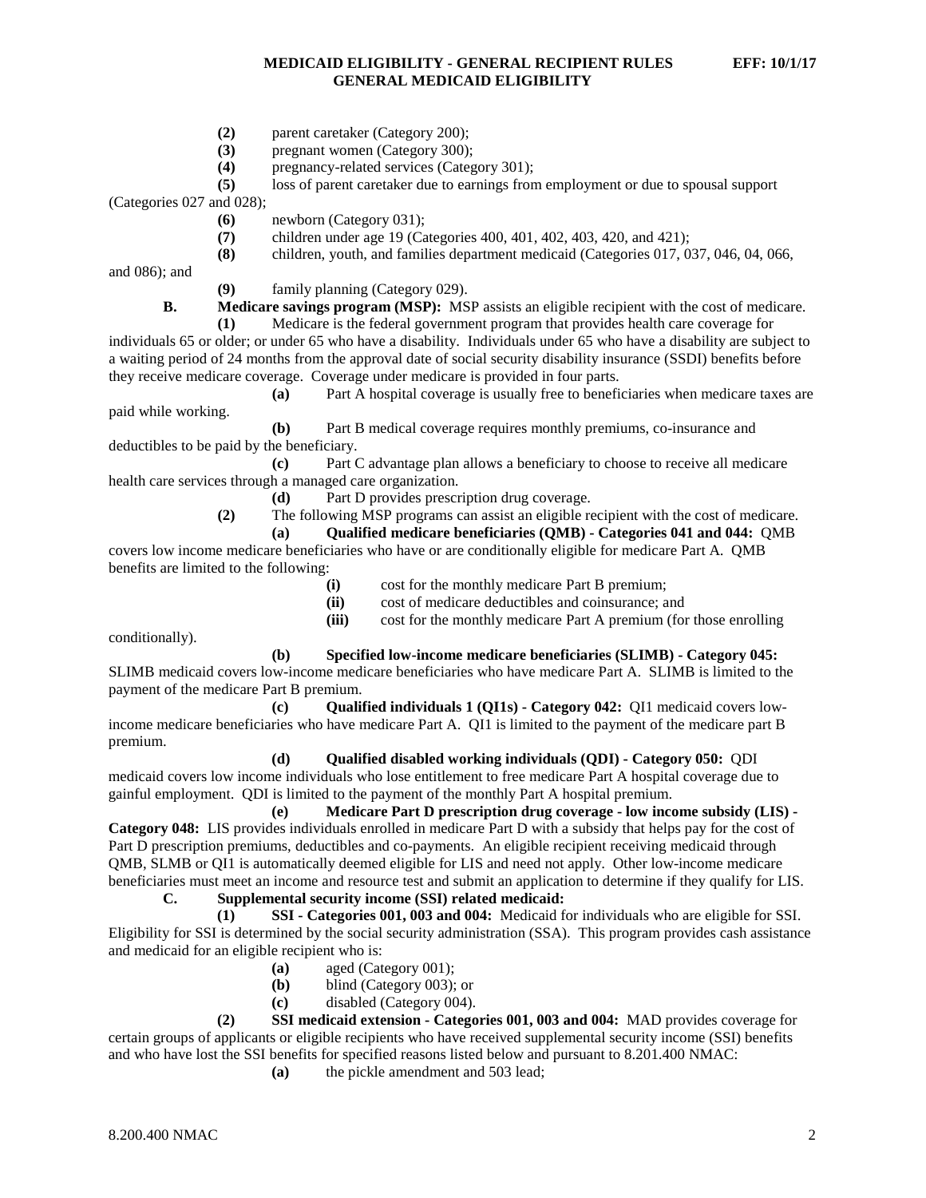**(2)** parent caretaker (Category 200);

**(3)** pregnant women (Category 300);

**(4)** pregnancy-related services (Category 301);

**(5)** loss of parent caretaker due to earnings from employment or due to spousal support (Categories 027 and 028);

**(6)** newborn (Category 031);

**(7)** children under age 19 (Categories 400, 401, 402, 403, 420, and 421);

**(8)** children, youth, and families department medicaid (Categories 017, 037, 046, 04, 066, and 086); and

**(9)** family planning (Category 029).

**B. Medicare savings program (MSP):** MSP assists an eligible recipient with the cost of medicare.

**(1)** Medicare is the federal government program that provides health care coverage for individuals 65 or older; or under 65 who have a disability. Individuals under 65 who have a disability are subject to a waiting period of 24 months from the approval date of social security disability insurance (SSDI) benefits before they receive medicare coverage. Coverage under medicare is provided in four parts.

**(a)** Part A hospital coverage is usually free to beneficiaries when medicare taxes are paid while working.

**(b)** Part B medical coverage requires monthly premiums, co-insurance and deductibles to be paid by the beneficiary.

**(c)** Part C advantage plan allows a beneficiary to choose to receive all medicare health care services through a managed care organization.

**(d)** Part D provides prescription drug coverage.

**(2)** The following MSP programs can assist an eligible recipient with the cost of medicare.

**(a) Qualified medicare beneficiaries (QMB) - Categories 041 and 044:** QMB covers low income medicare beneficiaries who have or are conditionally eligible for medicare Part A. QMB benefits are limited to the following:

**(i)** cost for the monthly medicare Part B premium;

**(ii)** cost of medicare deductibles and coinsurance; and

**(iii)** cost for the monthly medicare Part A premium (for those enrolling conditionally).

**(b) Specified low-income medicare beneficiaries (SLIMB) - Category 045:** SLIMB medicaid covers low-income medicare beneficiaries who have medicare Part A. SLIMB is limited to the payment of the medicare Part B premium.

**(c) Qualified individuals 1 (QI1s) - Category 042:** QI1 medicaid covers low-income medicare beneficiaries who have medicare Part A. QI1 is limited to the payment of the medicare part B premium.

**(d) Qualified disabled working individuals (QDI) - Category 050:** QDI medicaid covers low income individuals who lose entitlement to free medicare Part A hospital coverage due to gainful employment. QDI is limited to the payment of the monthly Part A hospital premium.

**(e) Medicare Part D prescription drug coverage - low income subsidy (LIS) - Category 048:** LIS provides individuals enrolled in medicare Part D with a subsidy that helps pay for the cost of Part D prescription premiums, deductibles and co-payments. An eligible recipient receiving medicaid through QMB, SLMB or QI1 is automatically deemed eligible for LIS and need not apply. Other low-income medicare beneficiaries must meet an income and resource test and submit an application to determine if they qualify for LIS.

**C. Supplemental security income (SSI) related medicaid:**

**(1) SSI - Categories 001, 003 and 004:** Medicaid for individuals who are eligible for SSI. Eligibility for SSI is determined by the social security administration (SSA). This program provides cash assistance and medicaid for an eligible recipient who is:

**(a)** aged (Category 001);

**(b)** blind (Category 003); or

**(c)** disabled (Category 004).

**(2) SSI medicaid extension - Categories 001, 003 and 004:** MAD provides coverage for certain groups of applicants or eligible recipients who have received supplemental security income (SSI) benefits and who have lost the SSI benefits for specified reasons listed below and pursuant to 8.201.400 NMAC:

**(a)** the pickle amendment and 503 lead;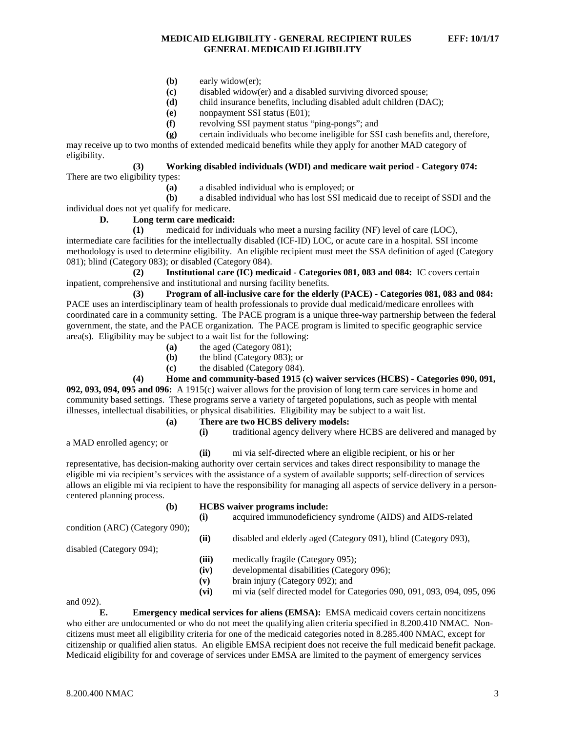**(b)** early widow(er);

**(c)** disabled widow(er) and a disabled surviving divorced spouse;

**(d)** child insurance benefits, including disabled adult children (DAC);

**(e)** nonpayment SSI status (E01);

**(f)** revolving SSI payment status "ping-pongs"; and

**(g)** certain individuals who become ineligible for SSI cash benefits and, therefore, may receive up to two months of extended medicaid benefits while they apply for another MAD category of eligibility.

**(3) Working disabled individuals (WDI) and medicare wait period - Category 074:** There are two eligibility types:

**(a)** a disabled individual who is employed; or

**(b)** a disabled individual who has lost SSI medicaid due to receipt of SSDI and the individual does not yet qualify for medicare.

**D. Long term care medicaid:**

**(1)** medicaid for individuals who meet a nursing facility (NF) level of care (LOC), intermediate care facilities for the intellectually disabled (ICF-ID) LOC, or acute care in a hospital. SSI income methodology is used to determine eligibility. An eligible recipient must meet the SSA definition of aged (Category 081); blind (Category 083); or disabled (Category 084).

**(2) Institutional care (IC) medicaid - Categories 081, 083 and 084:** IC covers certain inpatient, comprehensive and institutional and nursing facility benefits.

**(3) Program of all-inclusive care for the elderly (PACE) - Categories 081, 083 and 084:** PACE uses an interdisciplinary team of health professionals to provide dual medicaid/medicare enrollees with coordinated care in a community setting. The PACE program is a unique three-way partnership between the federal government, the state, and the PACE organization. The PACE program is limited to specific geographic service area(s). Eligibility may be subject to a wait list for the following:

**(a)** the aged (Category 081);

**(b)** the blind (Category 083); or

**(c)** the disabled (Category 084).

**(4) Home and community-based 1915 (c) waiver services (HCBS) - Categories 090, 091, 092, 093, 094, 095 and 096:** A 1915(c) waiver allows for the provision of long term care services in home and community based settings. These programs serve a variety of targeted populations, such as people with mental illnesses, intellectual disabilities, or physical disabilities. Eligibility may be subject to a wait list.

**(a) There are two HCBS delivery models:**

**(i)** traditional agency delivery where HCBS are delivered and managed by a MAD enrolled agency; or

**(ii)** mi via self-directed where an eligible recipient, or his or her representative, has decision-making authority over certain services and takes direct responsibility to manage the eligible mi via recipient's services with the assistance of a system of available supports; self-direction of services allows an eligible mi via recipient to have the responsibility for managing all aspects of service delivery in a person-centered planning process.

**(b) HCBS waiver programs include:**

**(i)** acquired immunodeficiency syndrome (AIDS) and AIDS-related condition (ARC) (Category 090);

**(ii)** disabled and elderly aged (Category 091), blind (Category 093), disabled (Category 094);

**(iii)** medically fragile (Category 095);

**(iv)** developmental disabilities (Category 096);

**(v)** brain injury (Category 092); and

**(vi)** mi via (self directed model for Categories 090, 091, 093, 094, 095, 096 and 092).

**E. Emergency medical services for aliens (EMSA):** EMSA medicaid covers certain noncitizens who either are undocumented or who do not meet the qualifying alien criteria specified in 8.200.410 NMAC. Non-citizens must meet all eligibility criteria for one of the medicaid categories noted in 8.285.400 NMAC, except for citizenship or qualified alien status. An eligible EMSA recipient does not receive the full medicaid benefit package. Medicaid eligibility for and coverage of services under EMSA are limited to the payment of emergency services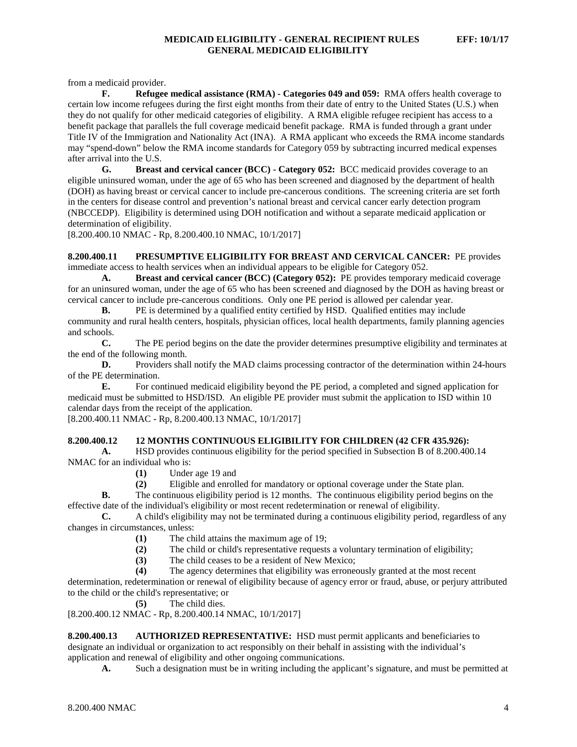from a medicaid provider.

**F. Refugee medical assistance (RMA) - Categories 049 and 059:** RMA offers health coverage to certain low income refugees during the first eight months from their date of entry to the United States (U.S.) when they do not qualify for other medicaid categories of eligibility. A RMA eligible refugee recipient has access to a benefit package that parallels the full coverage medicaid benefit package. RMA is funded through a grant under Title IV of the Immigration and Nationality Act (INA). A RMA applicant who exceeds the RMA income standards may "spend-down" below the RMA income standards for Category 059 by subtracting incurred medical expenses after arrival into the U.S.

**G. Breast and cervical cancer (BCC) - Category 052:** BCC medicaid provides coverage to an eligible uninsured woman, under the age of 65 who has been screened and diagnosed by the department of health (DOH) as having breast or cervical cancer to include pre-cancerous conditions. The screening criteria are set forth in the centers for disease control and prevention's national breast and cervical cancer early detection program (NBCCEDP). Eligibility is determined using DOH notification and without a separate medicaid application or determination of eligibility.

[8.200.400.10 NMAC - Rp, 8.200.400.10 NMAC, 10/1/2017]

**8.200.400.11 PRESUMPTIVE ELIGIBILITY FOR BREAST AND CERVICAL CANCER:** PE provides immediate access to health services when an individual appears to be eligible for Category 052.

**A. Breast and cervical cancer (BCC) (Category 052):** PE provides temporary medicaid coverage for an uninsured woman, under the age of 65 who has been screened and diagnosed by the DOH as having breast or cervical cancer to include pre-cancerous conditions. Only one PE period is allowed per calendar year.

**B.** PE is determined by a qualified entity certified by HSD. Qualified entities may include community and rural health centers, hospitals, physician offices, local health departments, family planning agencies and schools.

**C.** The PE period begins on the date the provider determines presumptive eligibility and terminates at the end of the following month.

**D.** Providers shall notify the MAD claims processing contractor of the determination within 24-hours of the PE determination.

**E.** For continued medicaid eligibility beyond the PE period, a completed and signed application for medicaid must be submitted to HSD/ISD. An eligible PE provider must submit the application to ISD within 10 calendar days from the receipt of the application.

[8.200.400.11 NMAC - Rp, 8.200.400.13 NMAC, 10/1/2017]

**8.200.400.12 12 MONTHS CONTINUOUS ELIGIBILITY FOR CHILDREN (42 CFR 435.926):**

**A.** HSD provides continuous eligibility for the period specified in Subsection B of 8.200.400.14 NMAC for an individual who is:

**(1)** Under age 19 and

**(2)** Eligible and enrolled for mandatory or optional coverage under the State plan.

**B.** The continuous eligibility period is 12 months. The continuous eligibility period begins on the effective date of the individual's eligibility or most recent redetermination or renewal of eligibility.

**C.** A child's eligibility may not be terminated during a continuous eligibility period, regardless of any changes in circumstances, unless:

**(1)** The child attains the maximum age of 19;

**(2)** The child or child's representative requests a voluntary termination of eligibility;

**(3)** The child ceases to be a resident of New Mexico;

**(4)** The agency determines that eligibility was erroneously granted at the most recent determination, redetermination or renewal of eligibility because of agency error or fraud, abuse, or perjury attributed to the child or the child's representative; or

**(5)** The child dies.

[8.200.400.12 NMAC - Rp, 8.200.400.14 NMAC, 10/1/2017]

**8.200.400.13 AUTHORIZED REPRESENTATIVE:** HSD must permit applicants and beneficiaries to designate an individual or organization to act responsibly on their behalf in assisting with the individual's application and renewal of eligibility and other ongoing communications.

**A.** Such a designation must be in writing including the applicant's signature, and must be permitted at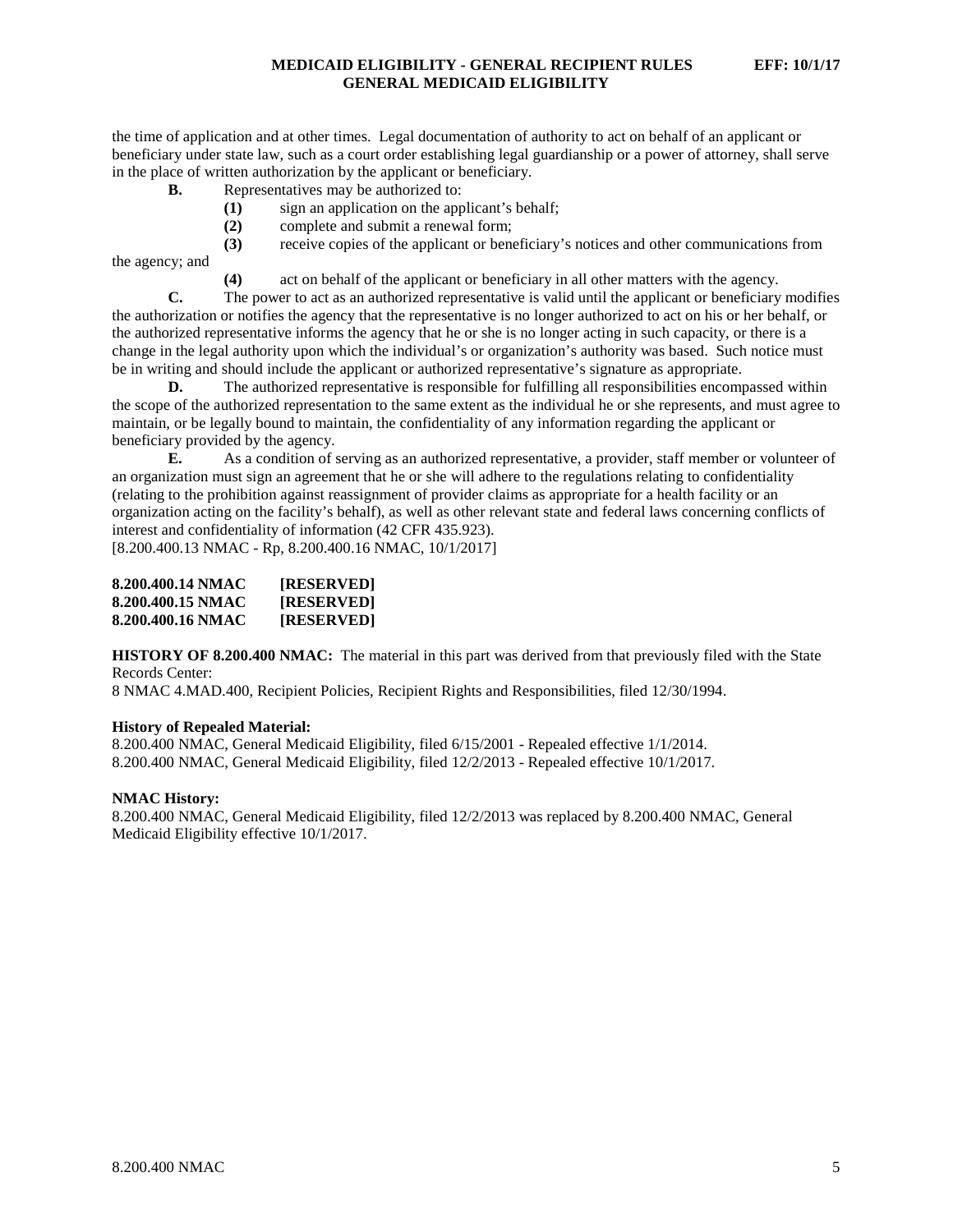the time of application and at other times. Legal documentation of authority to act on behalf of an applicant or beneficiary under state law, such as a court order establishing legal guardianship or a power of attorney, shall serve in the place of written authorization by the applicant or beneficiary.

**B.** Representatives may be authorized to:

**(1)** sign an application on the applicant's behalf;

**(2)** complete and submit a renewal form;

**(3)** receive copies of the applicant or beneficiary's notices and other communications from the agency; and

**(4)** act on behalf of the applicant or beneficiary in all other matters with the agency.

**C.** The power to act as an authorized representative is valid until the applicant or beneficiary modifies the authorization or notifies the agency that the representative is no longer authorized to act on his or her behalf, or the authorized representative informs the agency that he or she is no longer acting in such capacity, or there is a change in the legal authority upon which the individual's or organization's authority was based. Such notice must be in writing and should include the applicant or authorized representative's signature as appropriate.

**D.** The authorized representative is responsible for fulfilling all responsibilities encompassed within the scope of the authorized representation to the same extent as the individual he or she represents, and must agree to maintain, or be legally bound to maintain, the confidentiality of any information regarding the applicant or beneficiary provided by the agency.

**E.** As a condition of serving as an authorized representative, a provider, staff member or volunteer of an organization must sign an agreement that he or she will adhere to the regulations relating to confidentiality (relating to the prohibition against reassignment of provider claims as appropriate for a health facility or an organization acting on the facility's behalf), as well as other relevant state and federal laws concerning conflicts of interest and confidentiality of information (42 CFR 435.923).

[8.200.400.13 NMAC - Rp, 8.200.400.16 NMAC, 10/1/2017]

**8.200.400.14 NMAC [RESERVED]**
**8.200.400.15 NMAC [RESERVED]**
**8.200.400.16 NMAC [RESERVED]**

**HISTORY OF 8.200.400 NMAC:** The material in this part was derived from that previously filed with the State Records Center:
8 NMAC 4.MAD.400, Recipient Policies, Recipient Rights and Responsibilities, filed 12/30/1994.

**History of Repealed Material:**
8.200.400 NMAC, General Medicaid Eligibility, filed 6/15/2001 - Repealed effective 1/1/2014.
8.200.400 NMAC, General Medicaid Eligibility, filed 12/2/2013 - Repealed effective 10/1/2017.

**NMAC History:**
8.200.400 NMAC, General Medicaid Eligibility, filed 12/2/2013 was replaced by 8.200.400 NMAC, General Medicaid Eligibility effective 10/1/2017.